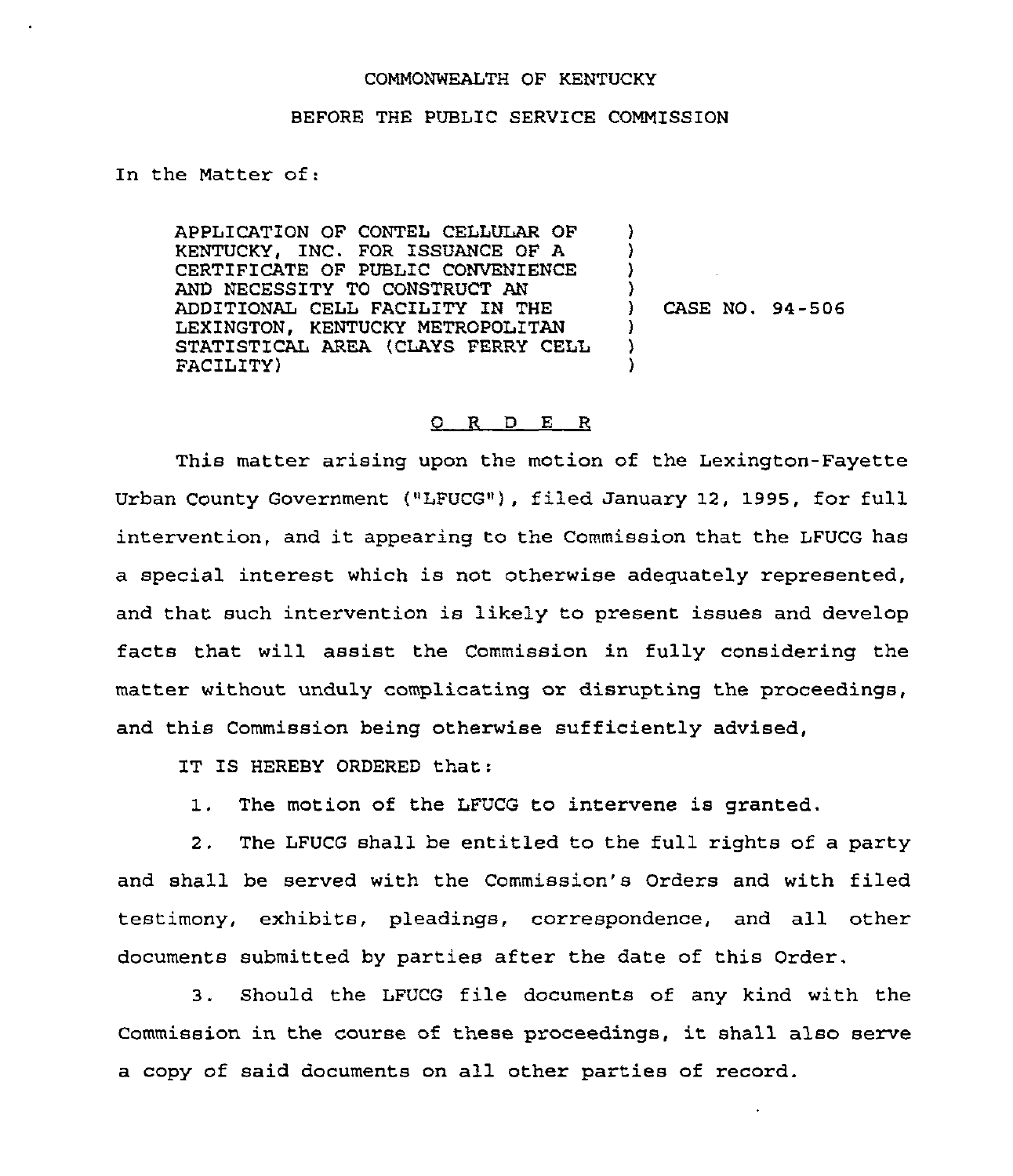COMMONWEALTH OF KENTUCKY

BEFORE THE PUBLIC SERVICE COMMISSION

In the Matter of:

| | | |
|---|---|---|
| APPLICATION OF CONTEL CELLULAR OF KENTUCKY, INC. FOR ISSUANCE OF A CERTIFICATE OF PUBLIC CONVENIENCE AND NECESSITY TO CONSTRUCT AN ADDITIONAL CELL FACILITY IN THE LEXINGTON, KENTUCKY METROPOLITAN STATISTICAL AREA (CLAYS FERRY CELL FACILITY) | ) | CASE NO. 94-506 |

## O R D E R

This matter arising upon the motion of the Lexington-Fayette Urban County Government ("LFUCG"), filed January 12, 1995, for full intervention, and it appearing to the Commission that the LFUCG has a special interest which is not otherwise adequately represented, and that such intervention is likely to present issues and develop facts that will assist the Commission in fully considering the matter without unduly complicating or disrupting the proceedings, and this Commission being otherwise sufficiently advised,

IT IS HEREBY ORDERED that:

1. The motion of the LFUCG to intervene is granted.

2. The LFUCG shall be entitled to the full rights of a party and shall be served with the Commission's Orders and with filed testimony, exhibits, pleadings, correspondence, and all other documents submitted by parties after the date of this Order.

3. Should the LFUCG file documents of any kind with the Commission in the course of these proceedings, it shall also serve a copy of said documents on all other parties of record.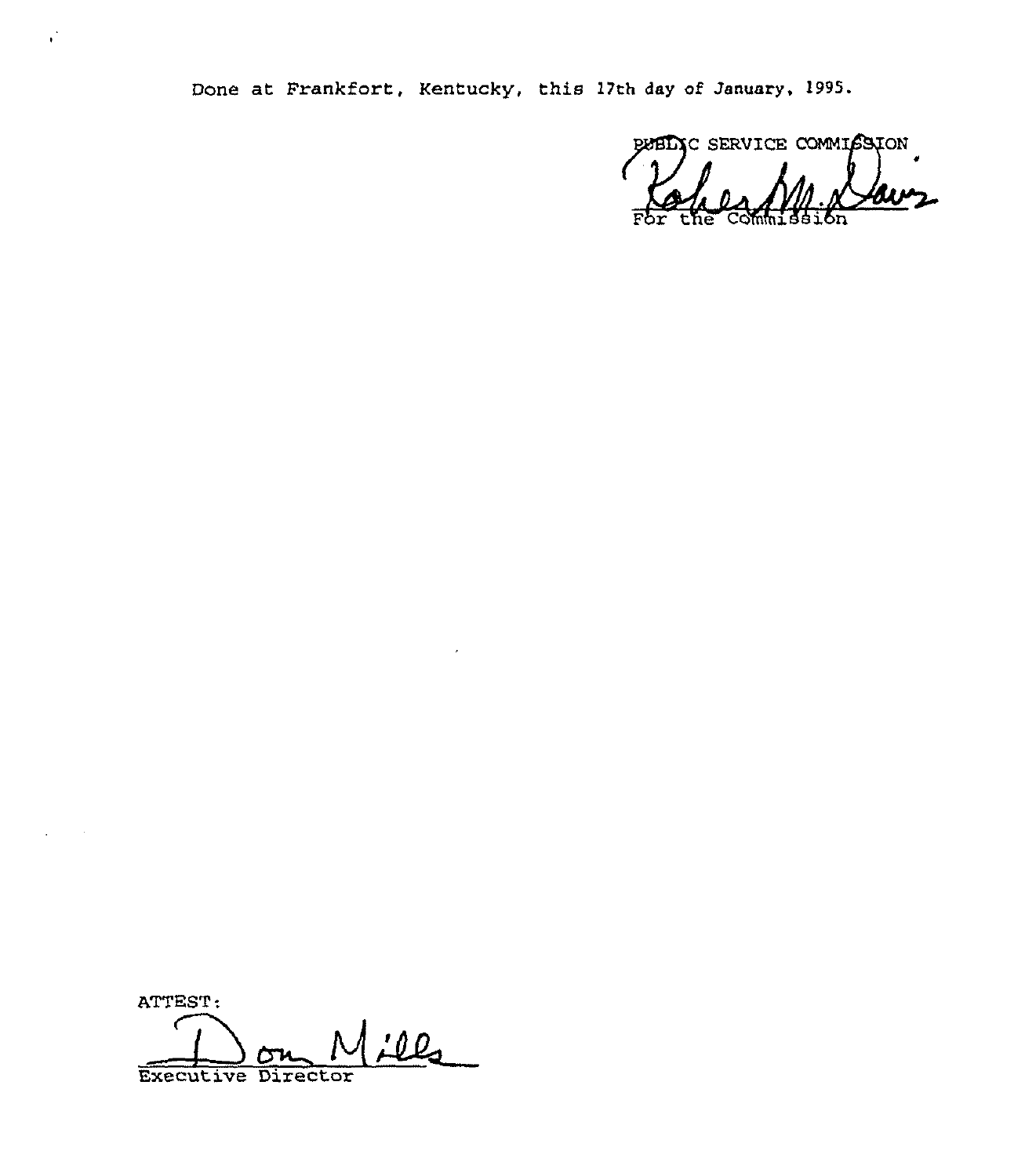Done at Frankfort, Kentucky, this 17th day of January, 1995.

PUBLIC SERVICE COMMISSION

For the Commission

ATTEST:

Executive Director